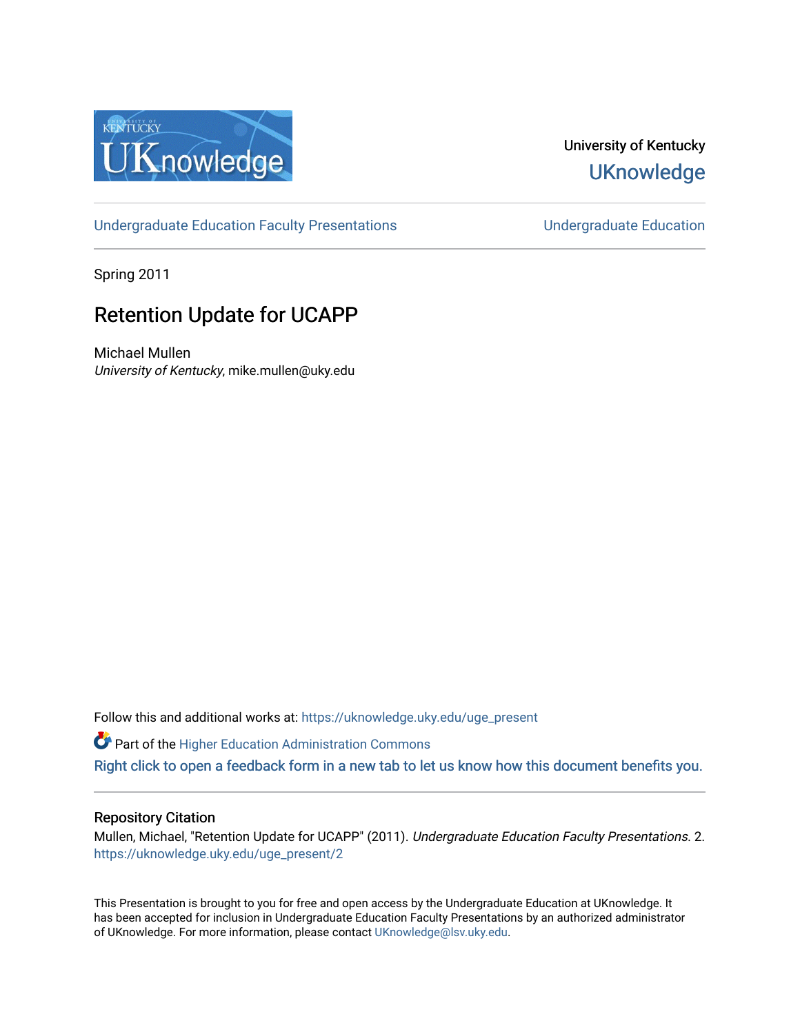University of Kentucky

UKnowledge

Undergraduate Education Faculty Presentations | Undergraduate Education

Spring 2011

# Retention Update for UCAPP

Michael Mullen

*University of Kentucky*, mike.mullen@uky.edu

Follow this and additional works at: https://uknowledge.uky.edu/uge_present

Part of the Higher Education Administration Commons

Right click to open a feedback form in a new tab to let us know how this document benefits you.

## Repository Citation

Mullen, Michael, "Retention Update for UCAPP" (2011). *Undergraduate Education Faculty Presentations*. 2.
https://uknowledge.uky.edu/uge_present/2

This Presentation is brought to you for free and open access by the Undergraduate Education at UKnowledge. It has been accepted for inclusion in Undergraduate Education Faculty Presentations by an authorized administrator of UKnowledge. For more information, please contact UKnowledge@lsv.uky.edu.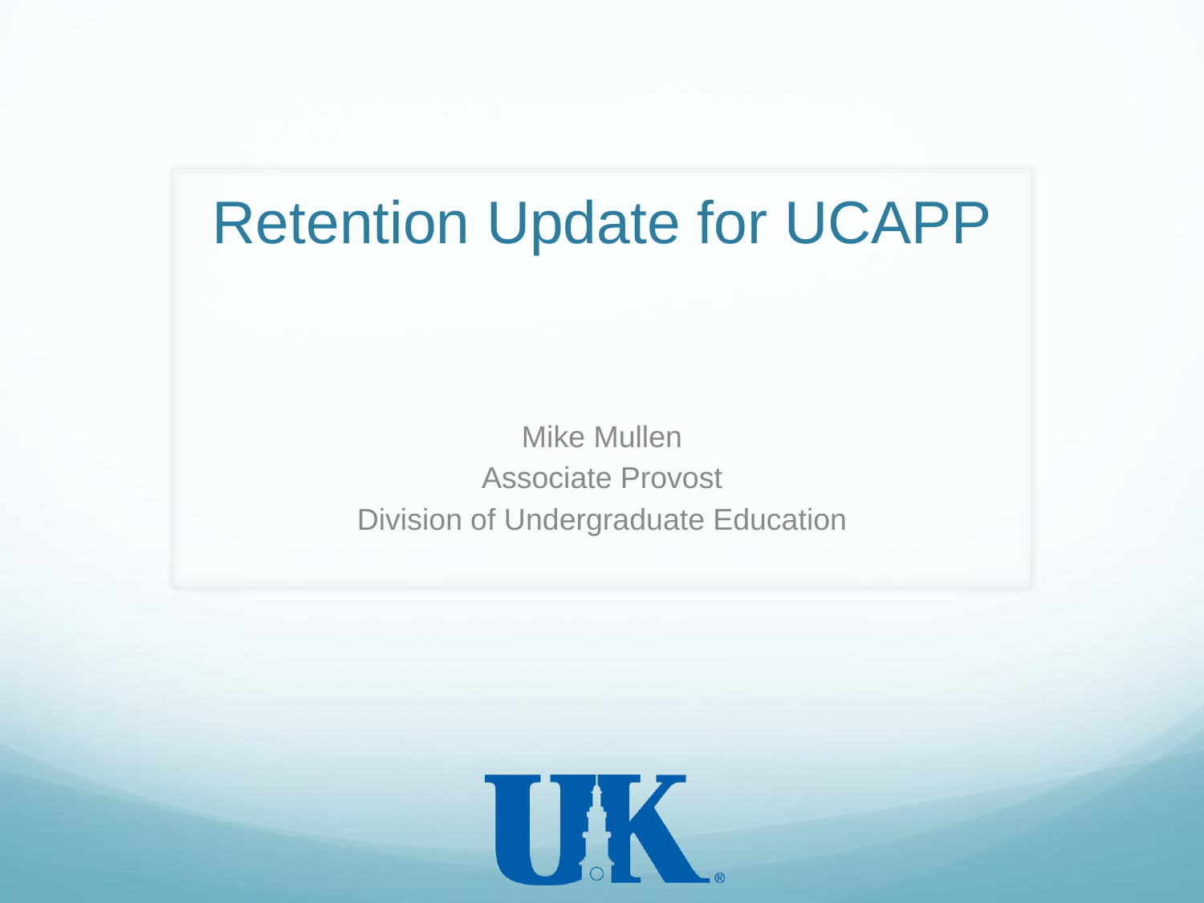# Retention Update for UCAPP

Mike Mullen

Associate Provost

Division of Undergraduate Education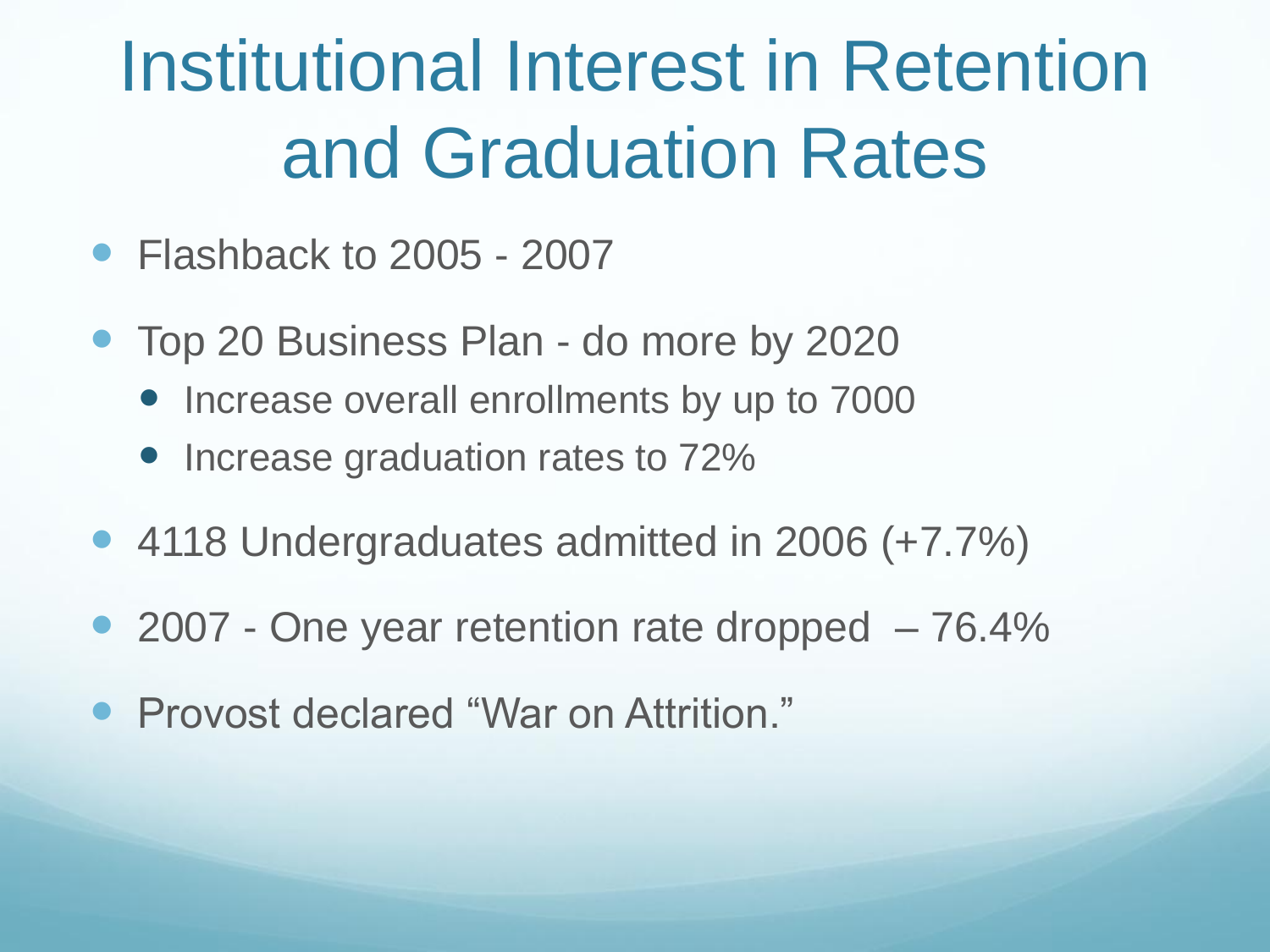# Institutional Interest in Retention and Graduation Rates

- Flashback to 2005 - 2007
- Top 20 Business Plan - do more by 2020
  - Increase overall enrollments by up to 7000
  - Increase graduation rates to 72%
- 4118 Undergraduates admitted in 2006 (+7.7%)
- 2007 - One year retention rate dropped – 76.4%
- Provost declared "War on Attrition."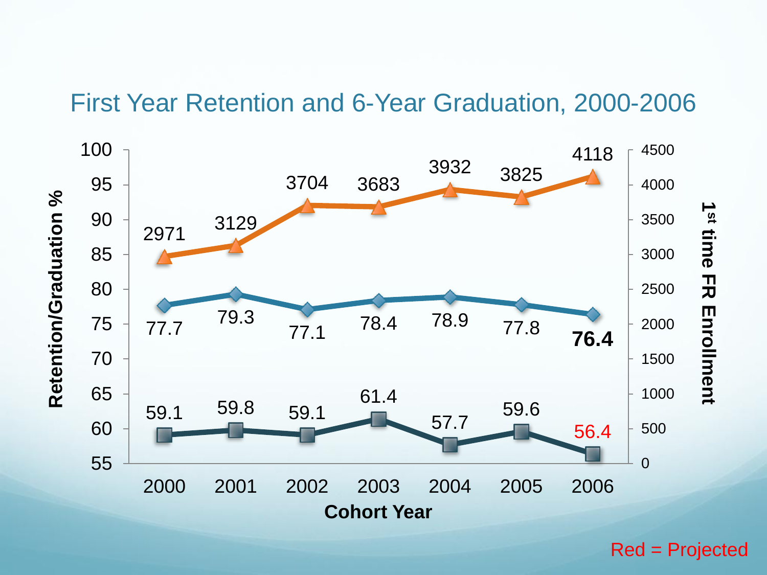# First Year Retention and 6-Year Graduation, 2000-2006

| Cohort Year | 1st time FR Enrollment | Retention % | Graduation % |
|---|---|---|---|
| 2000 | 2971 | 77.7 | 59.1 |
| 2001 | 3129 | 79.3 | 59.8 |
| 2002 | 3704 | 77.1 | 59.1 |
| 2003 | 3683 | 78.4 | 61.4 |
| 2004 | 3932 | 78.9 | 57.7 |
| 2005 | 3825 | 77.8 | 59.6 |
| 2006 | 4118 | **76.4** | 56.4 |

Red = Projected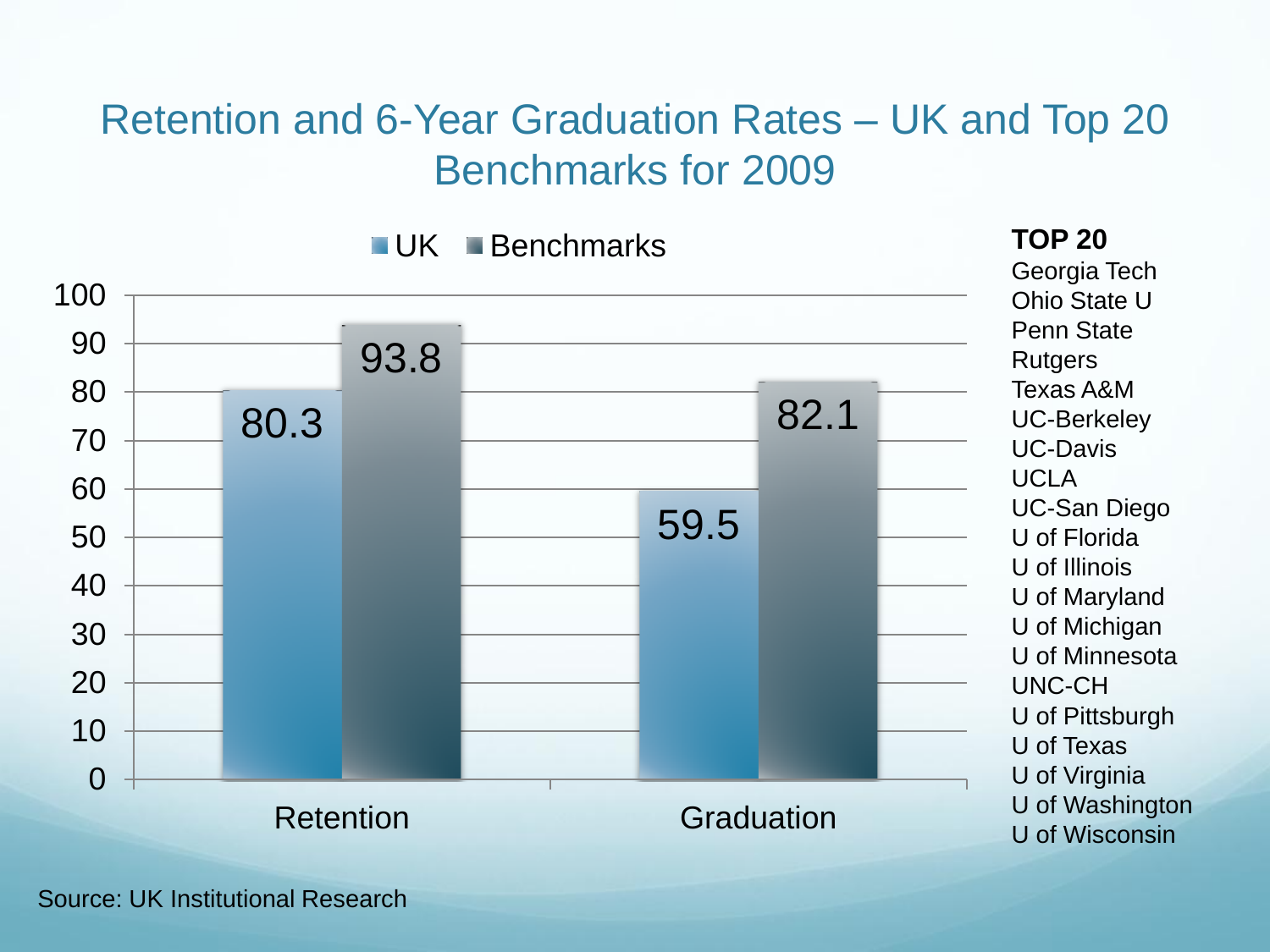# Retention and 6-Year Graduation Rates – UK and Top 20 Benchmarks for 2009

| | UK | Benchmarks |
|---|---|---|
| Retention | 80.3 | 93.8 |
| Graduation | 59.5 | 82.1 |

**TOP 20**

Georgia Tech
Ohio State U
Penn State
Rutgers
Texas A&M
UC-Berkeley
UC-Davis
UCLA
UC-San Diego
U of Florida
U of Illinois
U of Maryland
U of Michigan
U of Minnesota
UNC-CH
U of Pittsburgh
U of Texas
U of Virginia
U of Washington
U of Wisconsin

Source: UK Institutional Research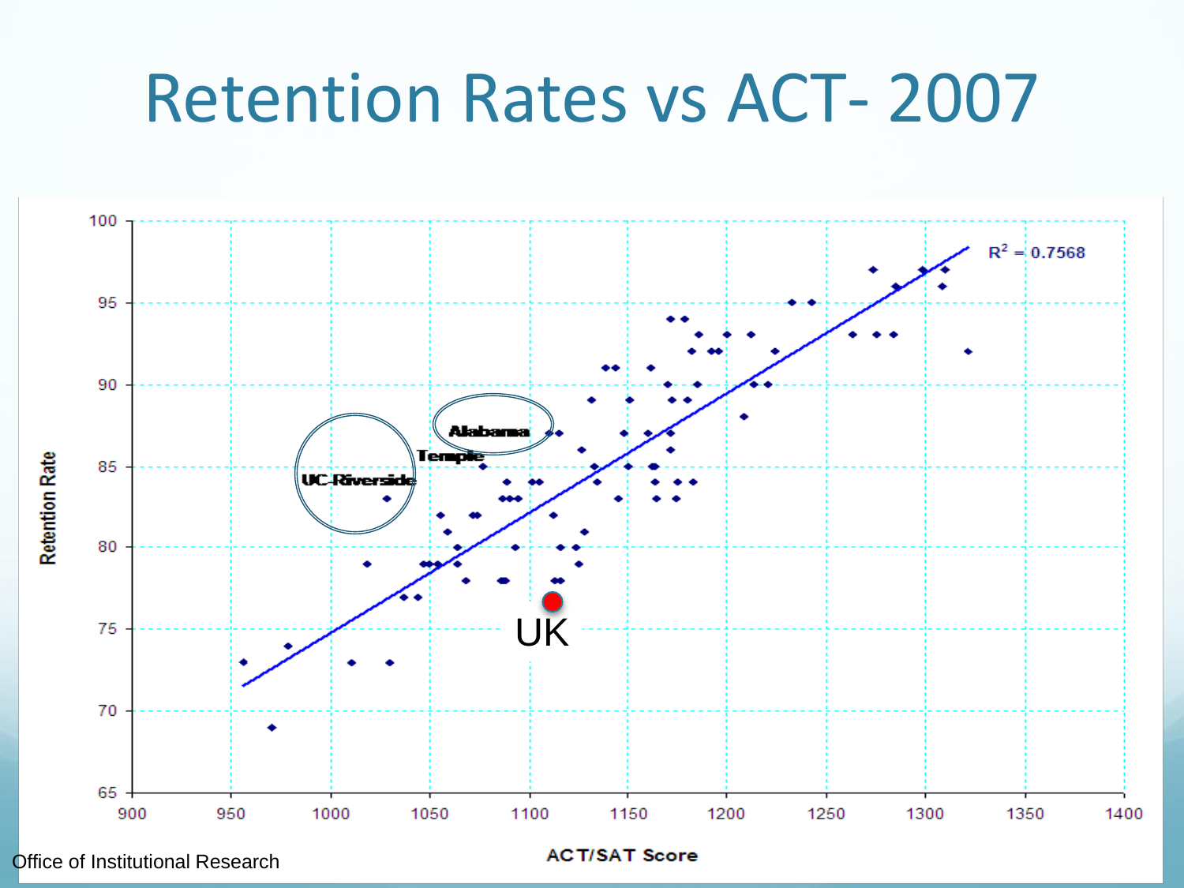# Retention Rates vs ACT- 2007

$R^2 = 0.7568$

Retention Rate

ACT/SAT Score

UC-Riverside

Temple

Alabama

UK

Office of Institutional Research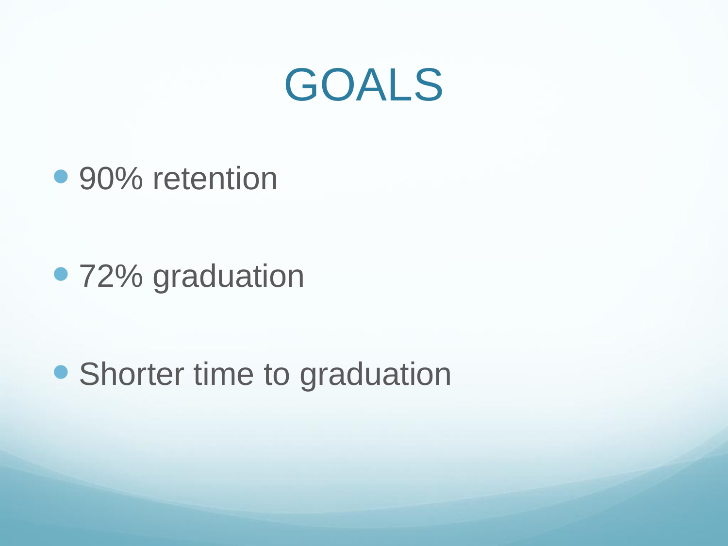# GOALS

- 90% retention
- 72% graduation
- Shorter time to graduation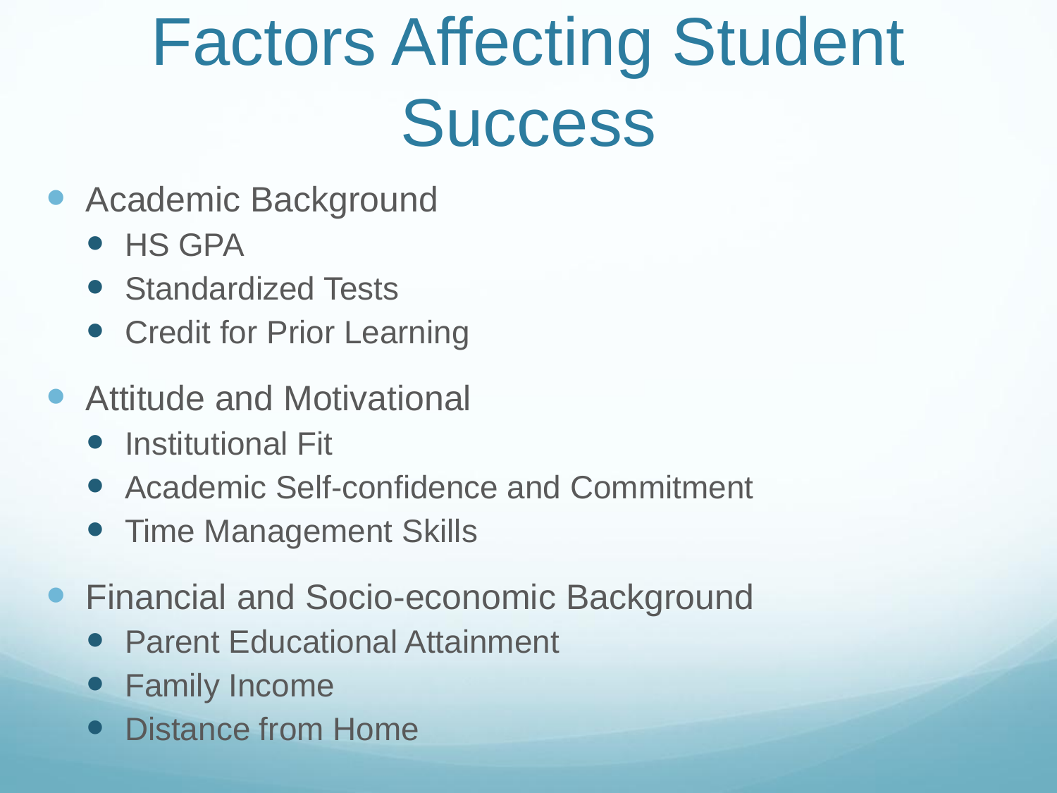# Factors Affecting Student Success

- Academic Background
  - HS GPA
  - Standardized Tests
  - Credit for Prior Learning
- Attitude and Motivational
  - Institutional Fit
  - Academic Self-confidence and Commitment
  - Time Management Skills
- Financial and Socio-economic Background
  - Parent Educational Attainment
  - Family Income
  - Distance from Home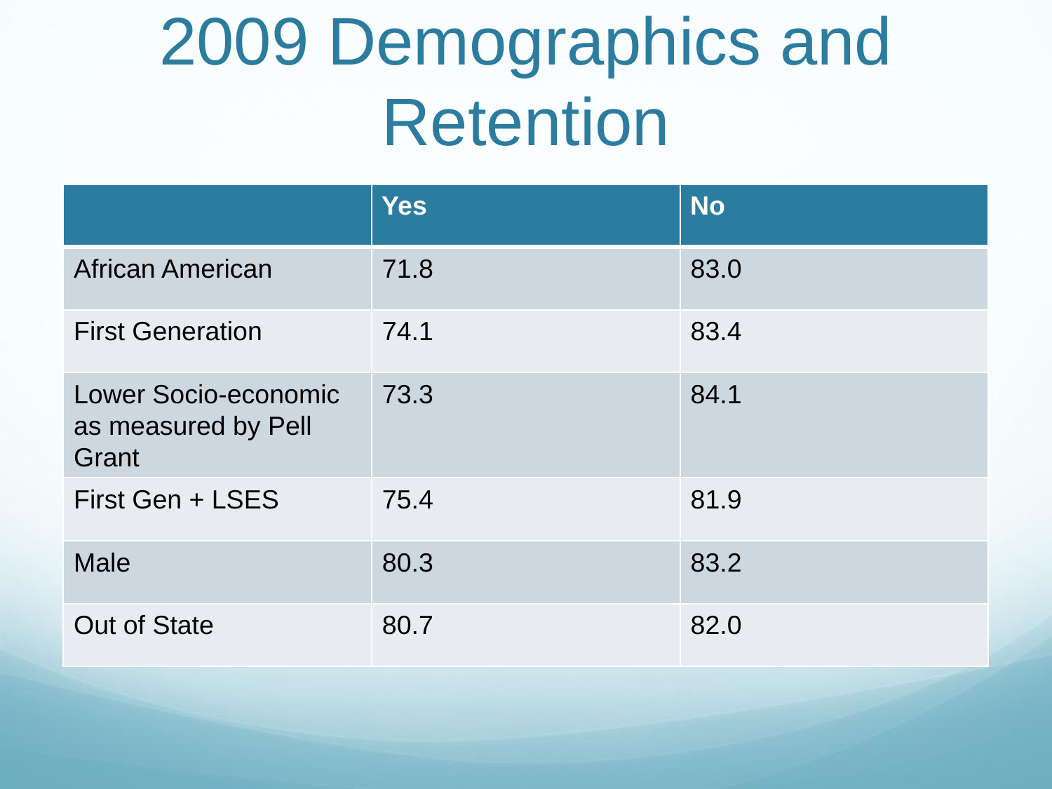# 2009 Demographics and Retention

| | Yes | No |
|---|---|---|
| African American | 71.8 | 83.0 |
| First Generation | 74.1 | 83.4 |
| Lower Socio-economic as measured by Pell Grant | 73.3 | 84.1 |
| First Gen + LSES | 75.4 | 81.9 |
| Male | 80.3 | 83.2 |
| Out of State | 80.7 | 82.0 |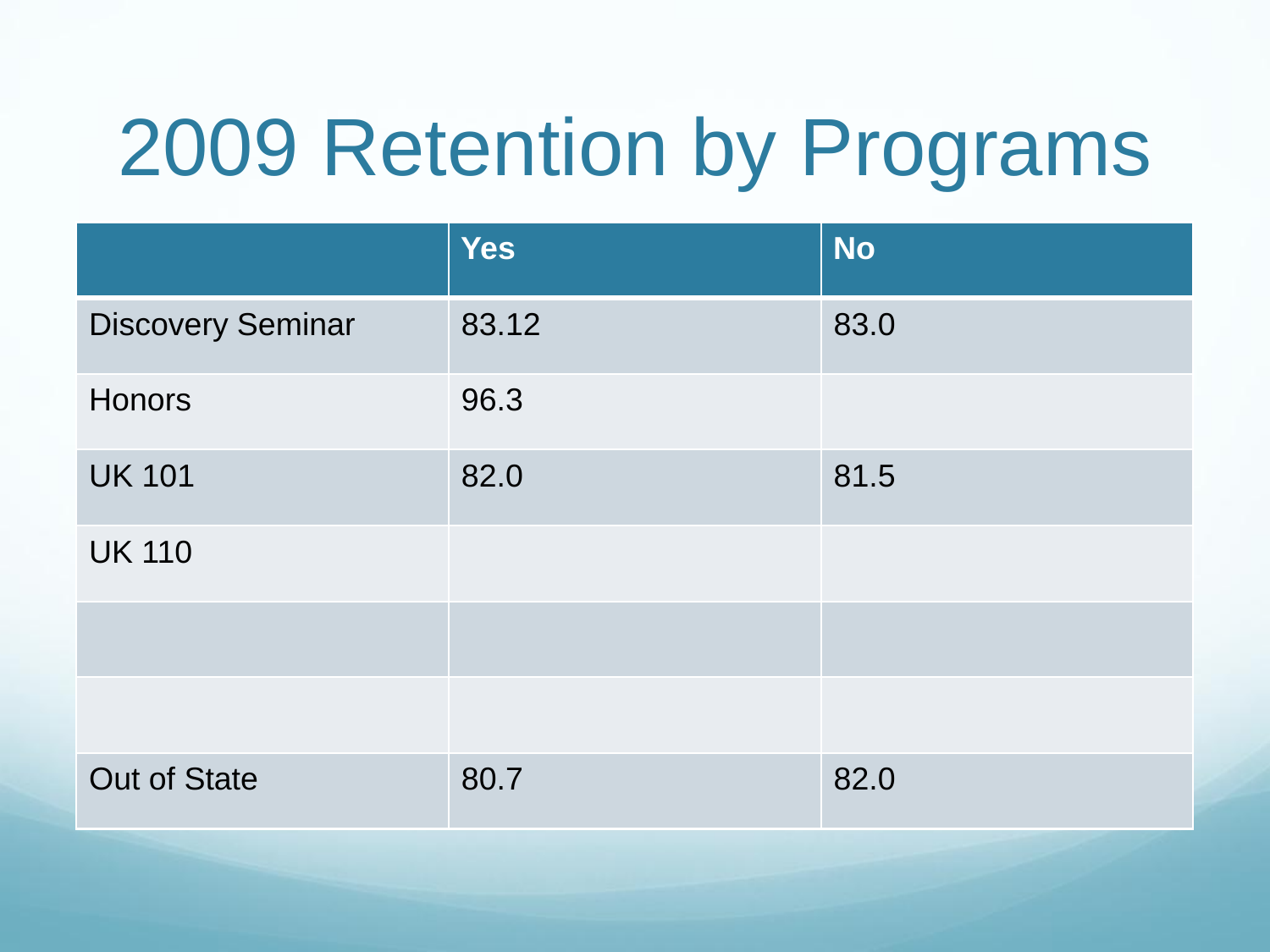# 2009 Retention by Programs

| | Yes | No |
|---|---|---|
| Discovery Seminar | 83.12 | 83.0 |
| Honors | 96.3 | |
| UK 101 | 82.0 | 81.5 |
| UK 110 | | |
| | | |
| | | |
| Out of State | 80.7 | 82.0 |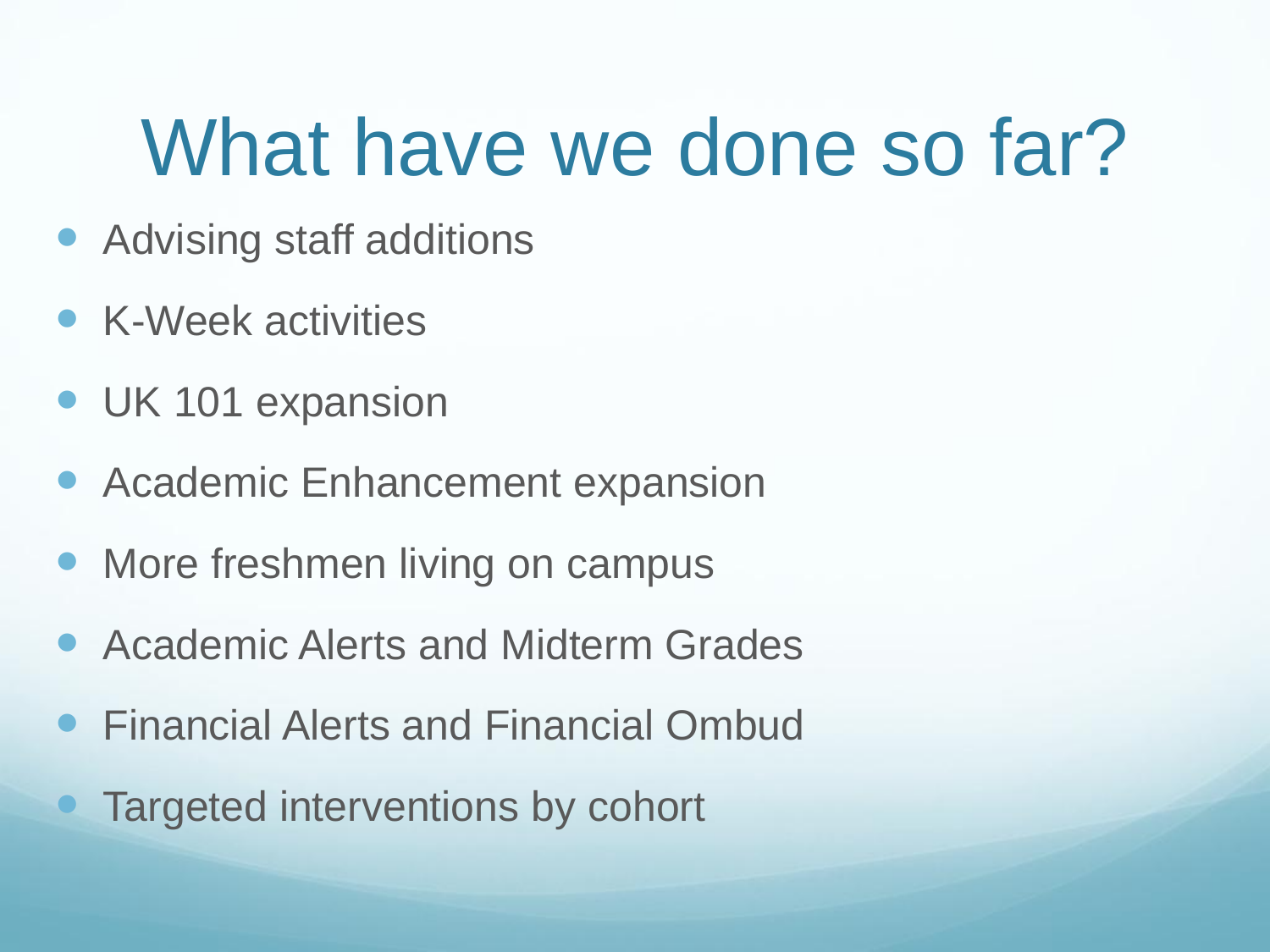# What have we done so far?

- Advising staff additions
- K-Week activities
- UK 101 expansion
- Academic Enhancement expansion
- More freshmen living on campus
- Academic Alerts and Midterm Grades
- Financial Alerts and Financial Ombud
- Targeted interventions by cohort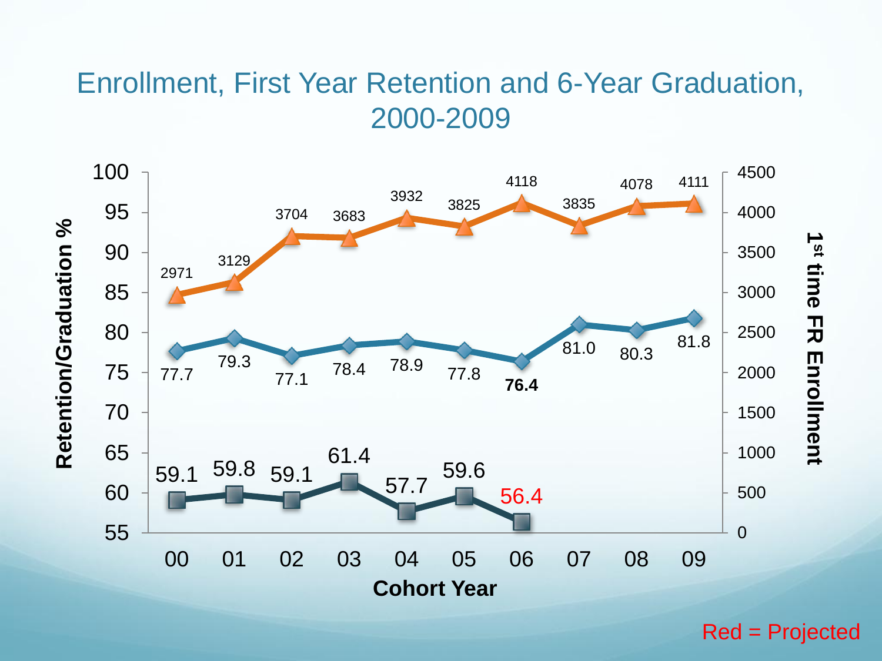# Enrollment, First Year Retention and 6-Year Graduation, 2000-2009

| Cohort Year | 1st time FR Enrollment | First Year Retention % | 6-Year Graduation % |
|---|---|---|---|
| 00 | 2971 | 77.7 | 59.1 |
| 01 | 3129 | 79.3 | 59.8 |
| 02 | 3704 | 77.1 | 59.1 |
| 03 | 3683 | 78.4 | 61.4 |
| 04 | 3932 | 78.9 | 57.7 |
| 05 | 3825 | 77.8 | 59.6 |
| 06 | 4118 | **76.4** | 56.4 (Projected) |
| 07 | 3835 | 81.0 | |
| 08 | 4078 | 80.3 | |
| 09 | 4111 | 81.8 | |

Red = Projected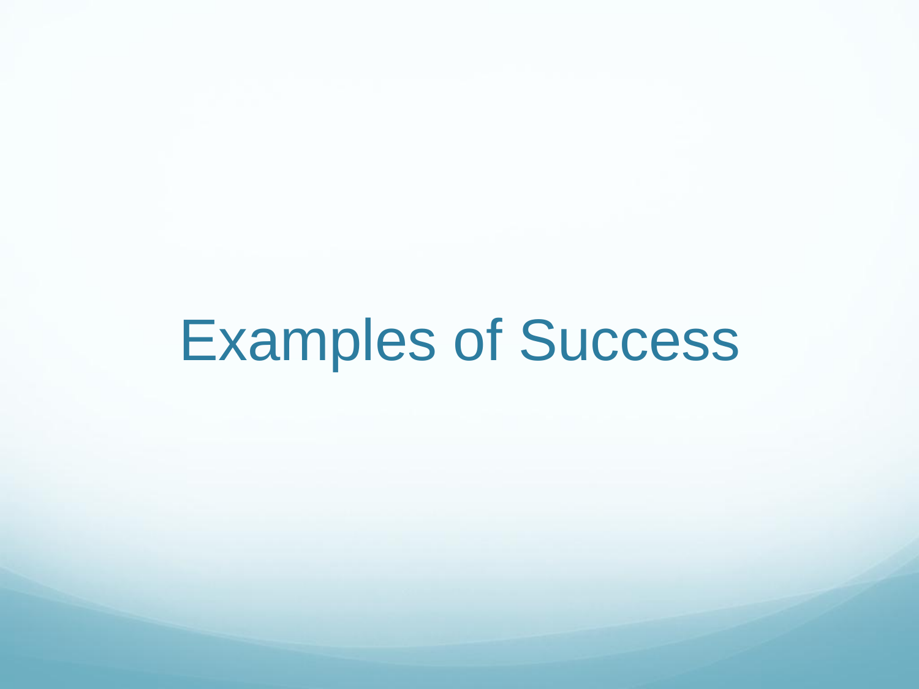# Examples of Success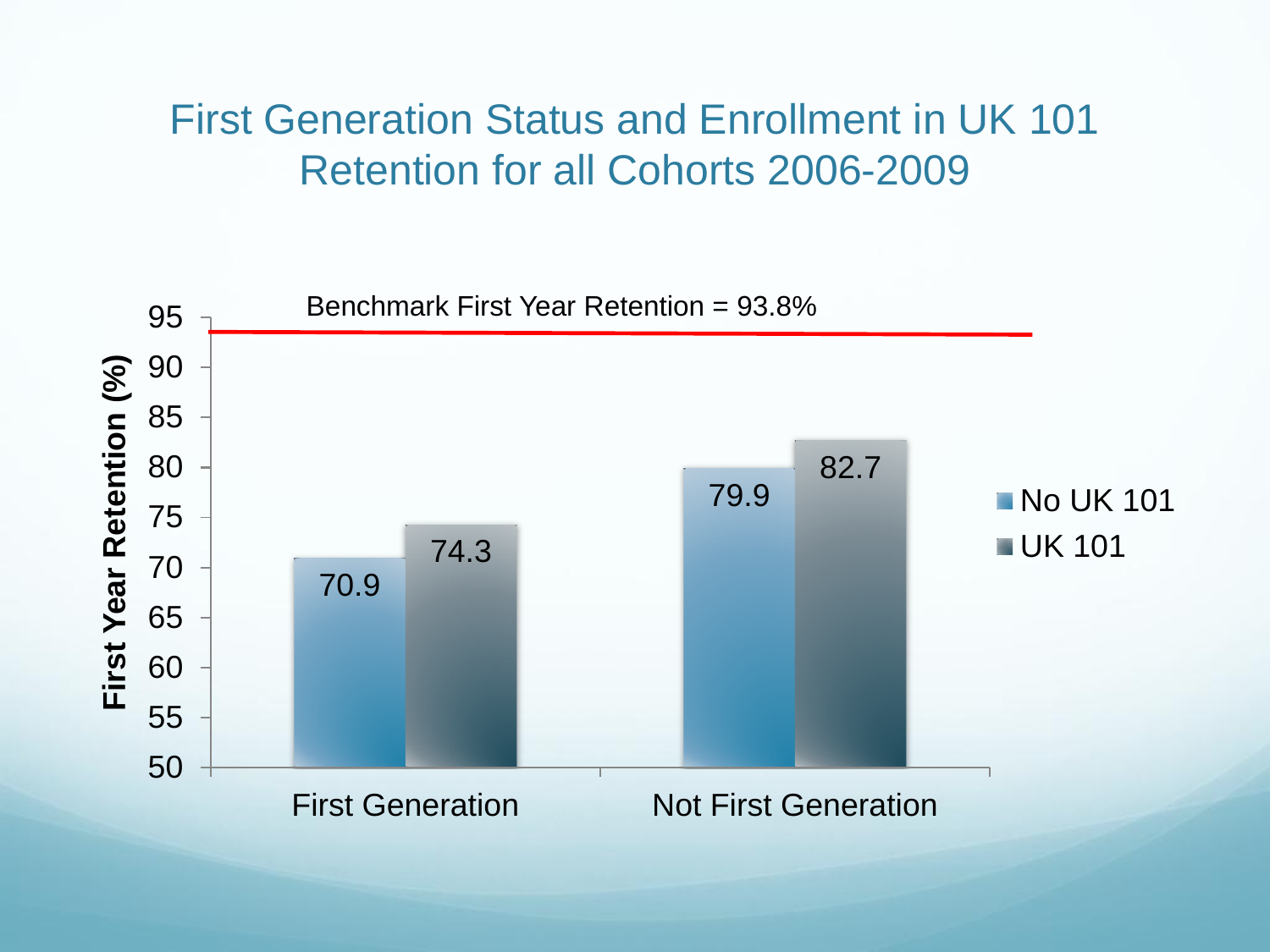# First Generation Status and Enrollment in UK 101 Retention for all Cohorts 2006-2009

Benchmark First Year Retention = 93.8%

| First Year Retention (%) | No UK 101 | UK 101 |
|---|---|---|
| First Generation | 70.9 | 74.3 |
| Not First Generation | 79.9 | 82.7 |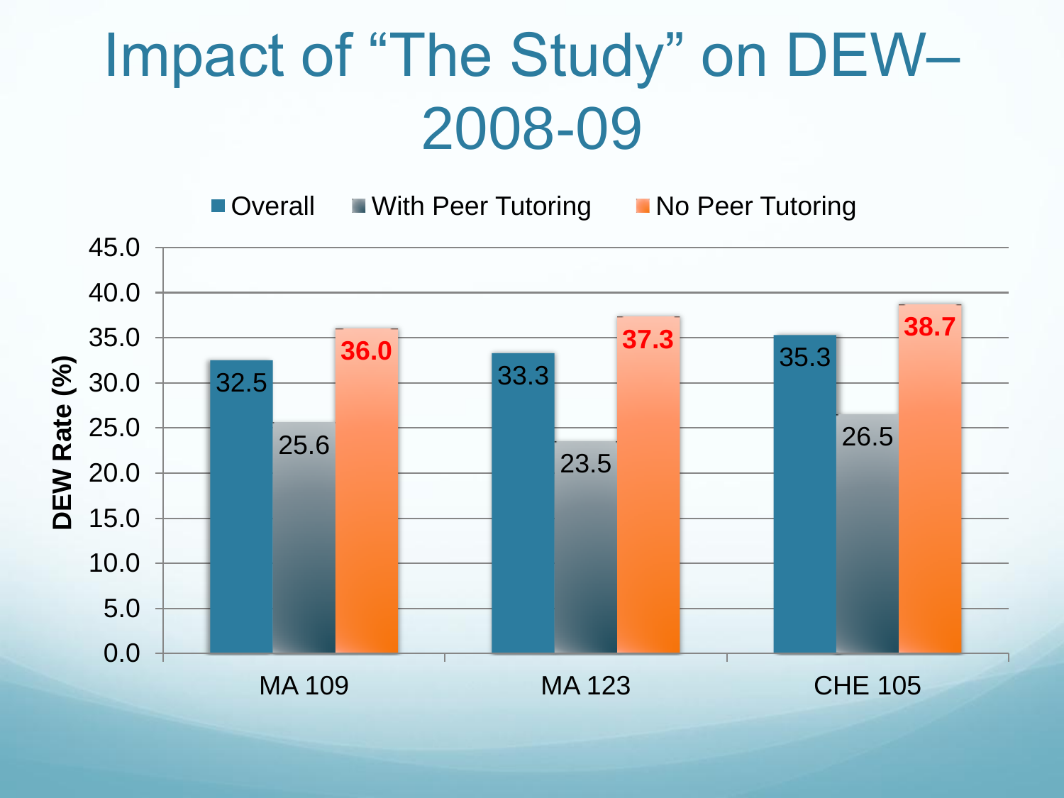# Impact of "The Study" on DEW– 2008-09

| | Overall | With Peer Tutoring | No Peer Tutoring |
|---|---|---|---|
| MA 109 | 32.5 | 25.6 | **36.0** |
| MA 123 | 33.3 | 23.5 | **37.3** |
| CHE 105 | 35.3 | 26.5 | **38.7** |

DEW Rate (%)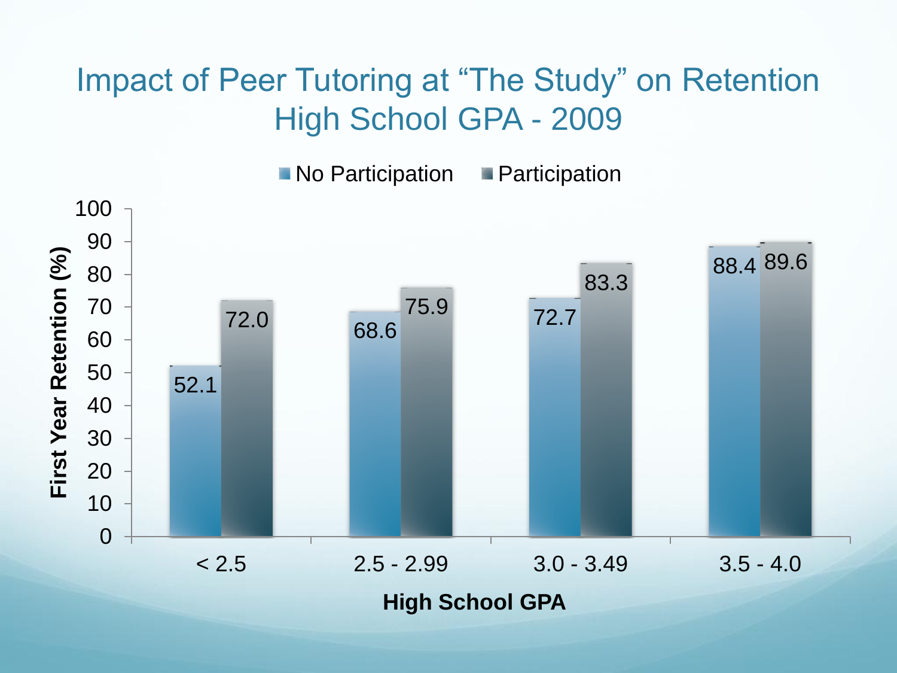# Impact of Peer Tutoring at "The Study" on Retention High School GPA - 2009

| High School GPA | No Participation | Participation |
|---|---|---|
| < 2.5 | 52.1 | 72.0 |
| 2.5 - 2.99 | 68.6 | 75.9 |
| 3.0 - 3.49 | 72.7 | 83.3 |
| 3.5 - 4.0 | 88.4 | 89.6 |

First Year Retention (%)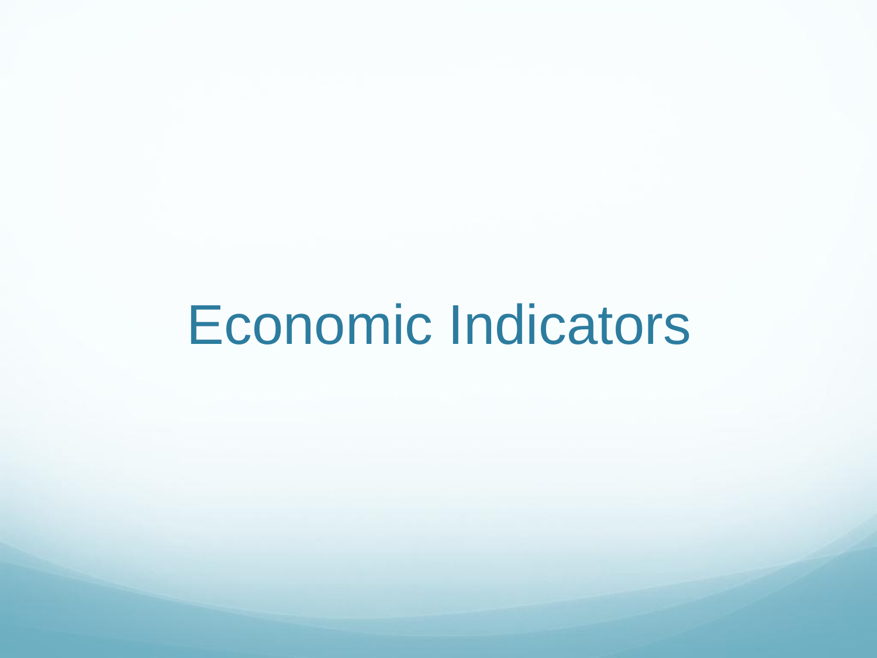# Economic Indicators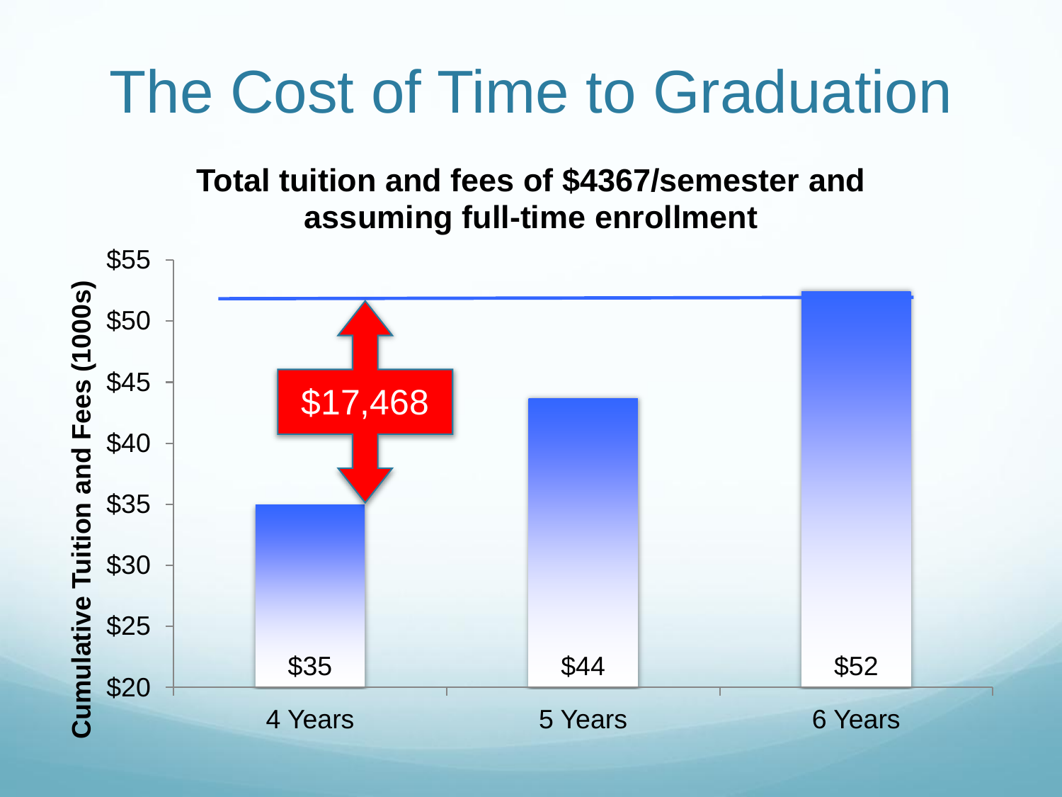# The Cost of Time to Graduation

**Total tuition and fees of $4367/semester and assuming full-time enrollment**

| | Cumulative Tuition and Fees (1000s) |
|---|---|
| 4 Years | $35 |
| 5 Years | $44 |
| 6 Years | $52 |

$17,468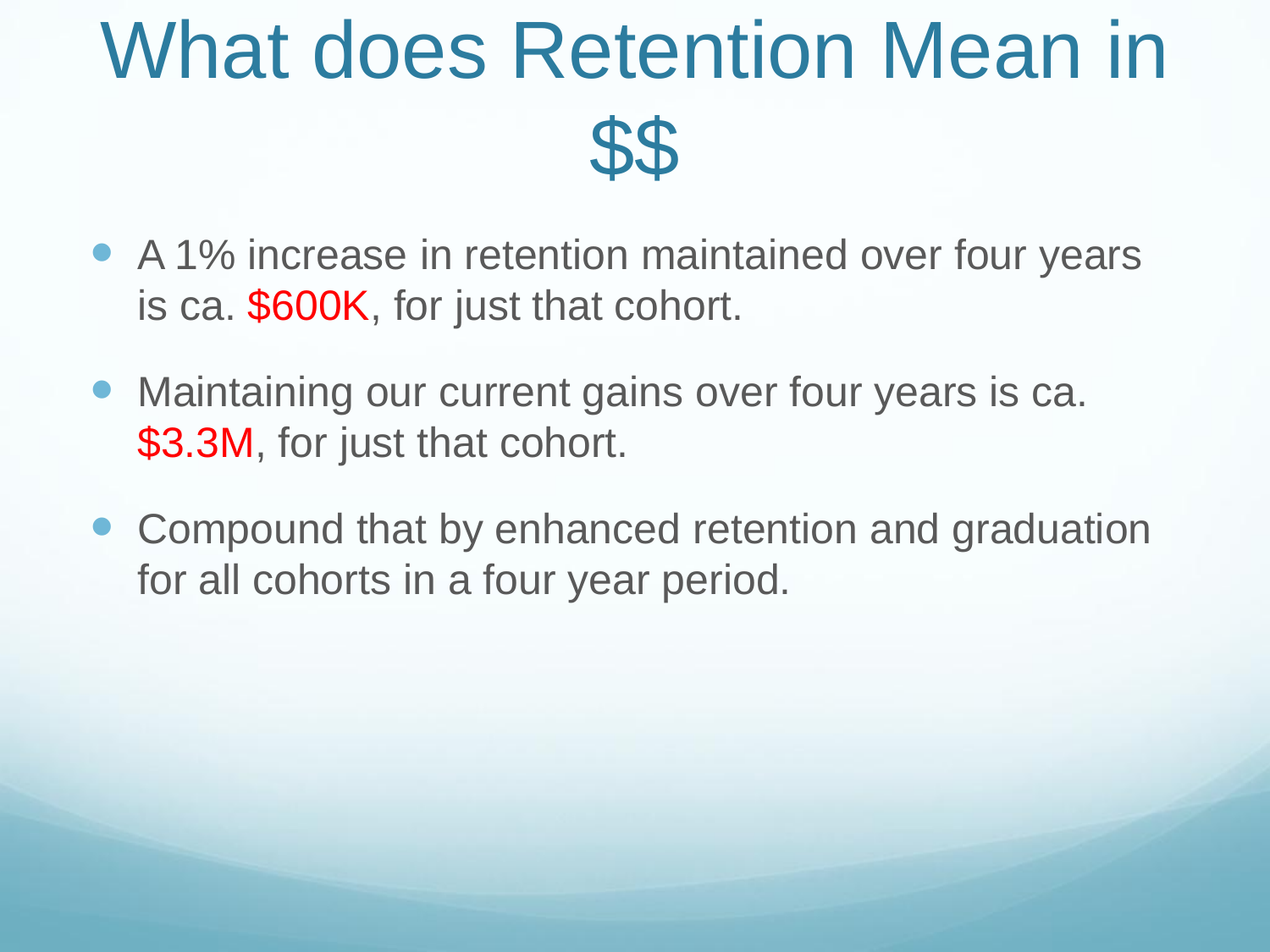# What does Retention Mean in $$

- A 1% increase in retention maintained over four years is ca. $600K, for just that cohort.
- Maintaining our current gains over four years is ca. $3.3M, for just that cohort.
- Compound that by enhanced retention and graduation for all cohorts in a four year period.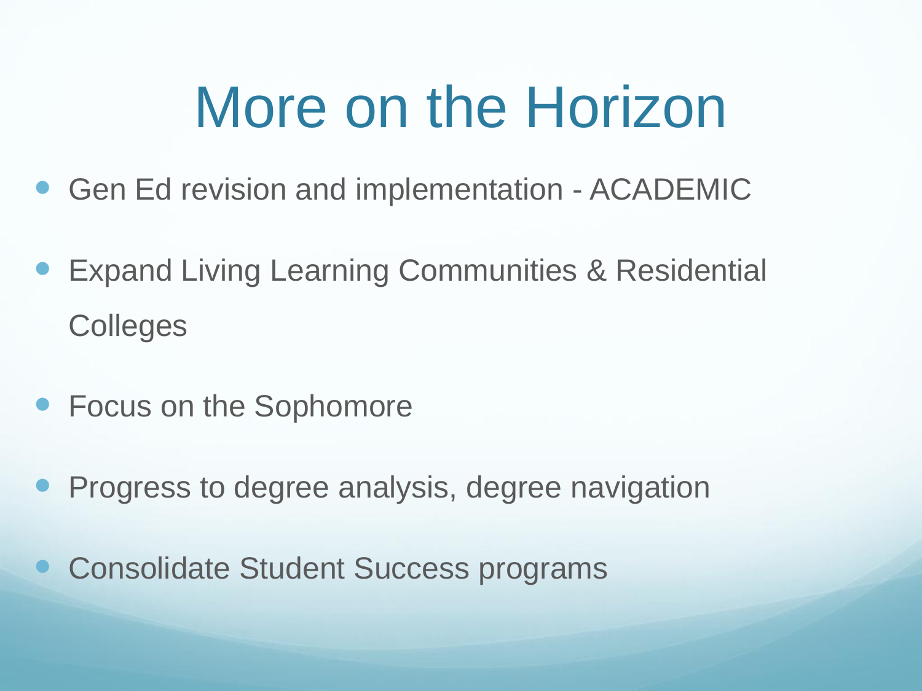# More on the Horizon

- Gen Ed revision and implementation - ACADEMIC
- Expand Living Learning Communities & Residential Colleges
- Focus on the Sophomore
- Progress to degree analysis, degree navigation
- Consolidate Student Success programs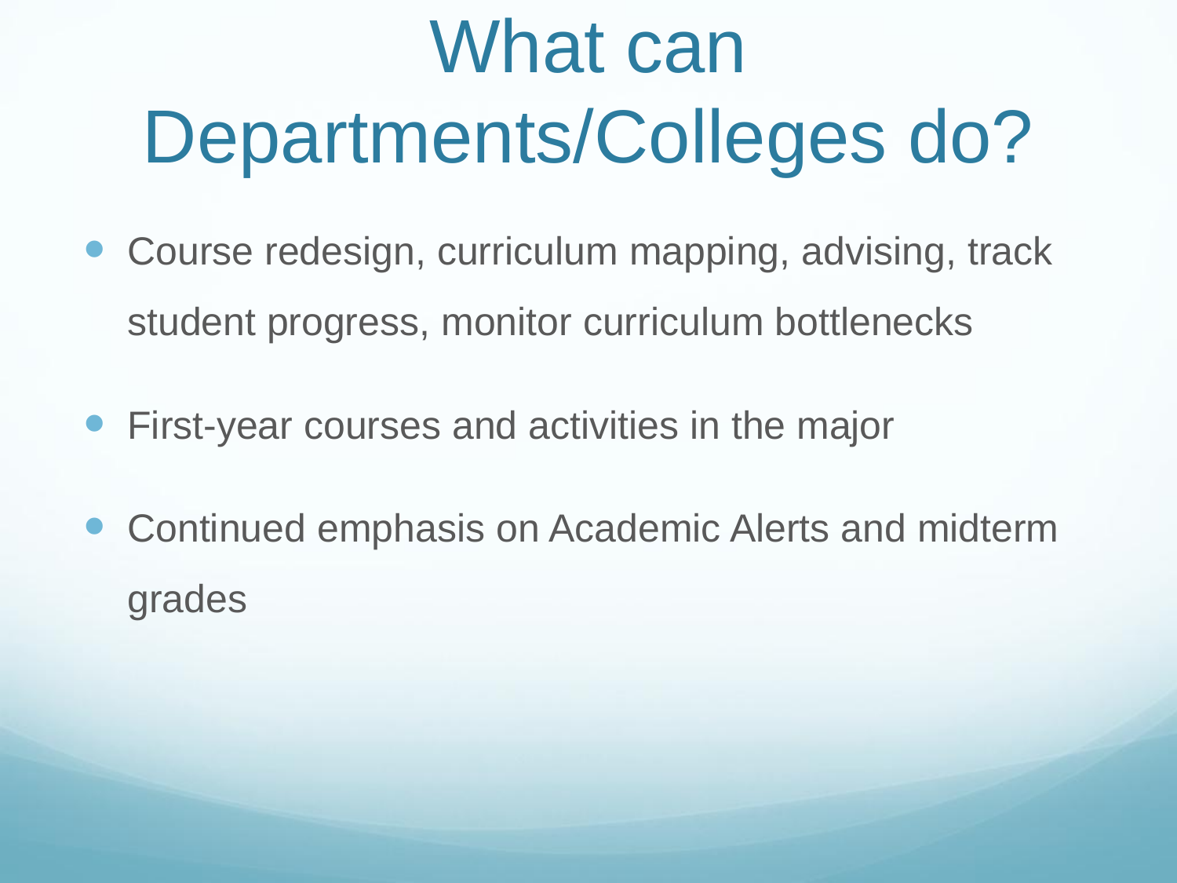# What can Departments/Colleges do?

- Course redesign, curriculum mapping, advising, track student progress, monitor curriculum bottlenecks
- First-year courses and activities in the major
- Continued emphasis on Academic Alerts and midterm grades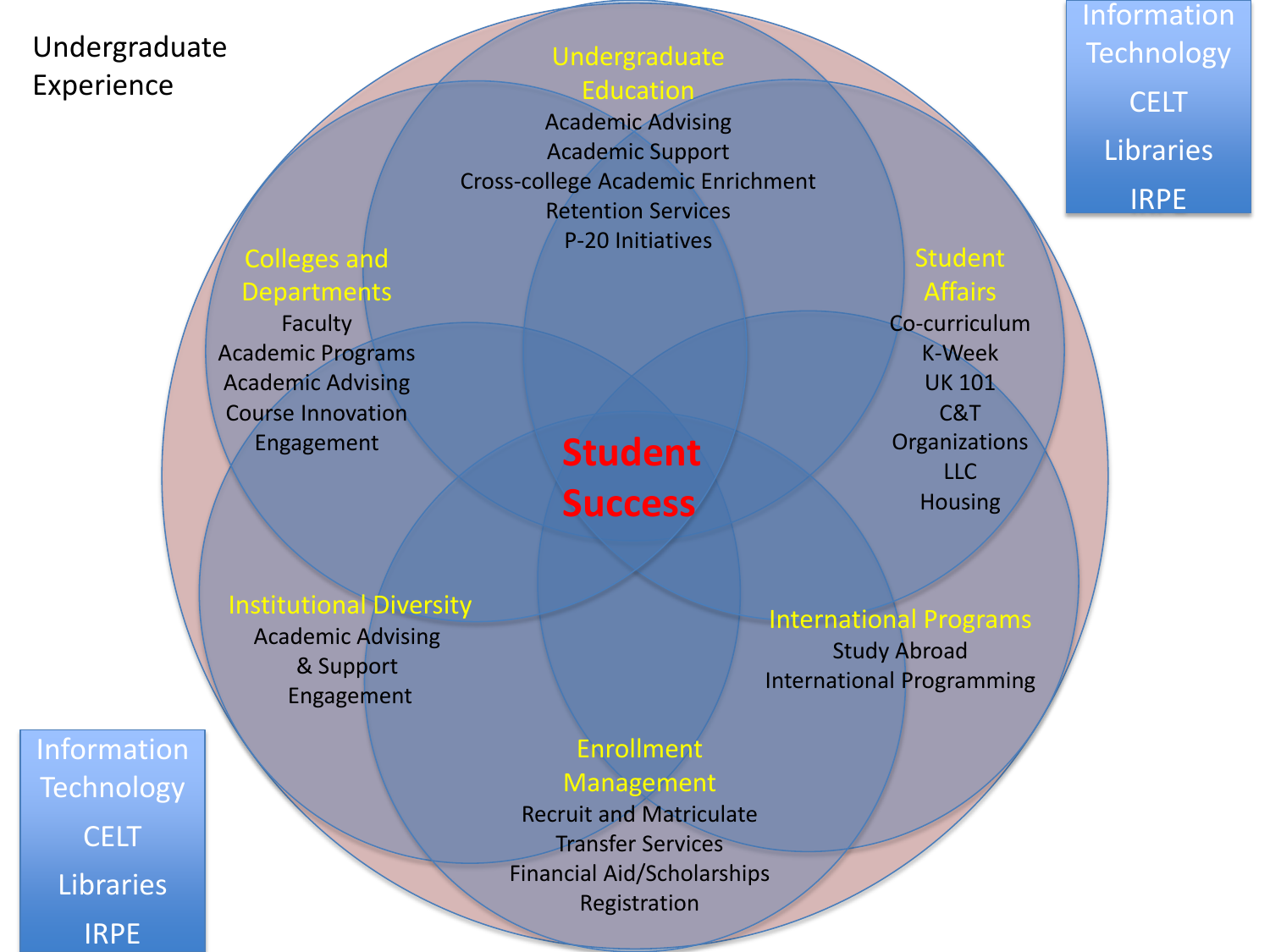Undergraduate Experience

Information Technology

CELT

Libraries

IRPE

Undergraduate Education

Academic Advising
Academic Support
Cross-college Academic Enrichment
Retention Services
P-20 Initiatives

Colleges and Departments

Faculty
Academic Programs
Academic Advising
Course Innovation
Engagement

Student Affairs

Co-curriculum
K-Week
UK 101
C&T
Organizations
LLC
Housing

**Student Success**

Institutional Diversity

Academic Advising
& Support
Engagement

International Programs

Study Abroad
International Programming

Enrollment Management

Recruit and Matriculate
Transfer Services
Financial Aid/Scholarships
Registration

Information Technology

CELT

Libraries

IRPE